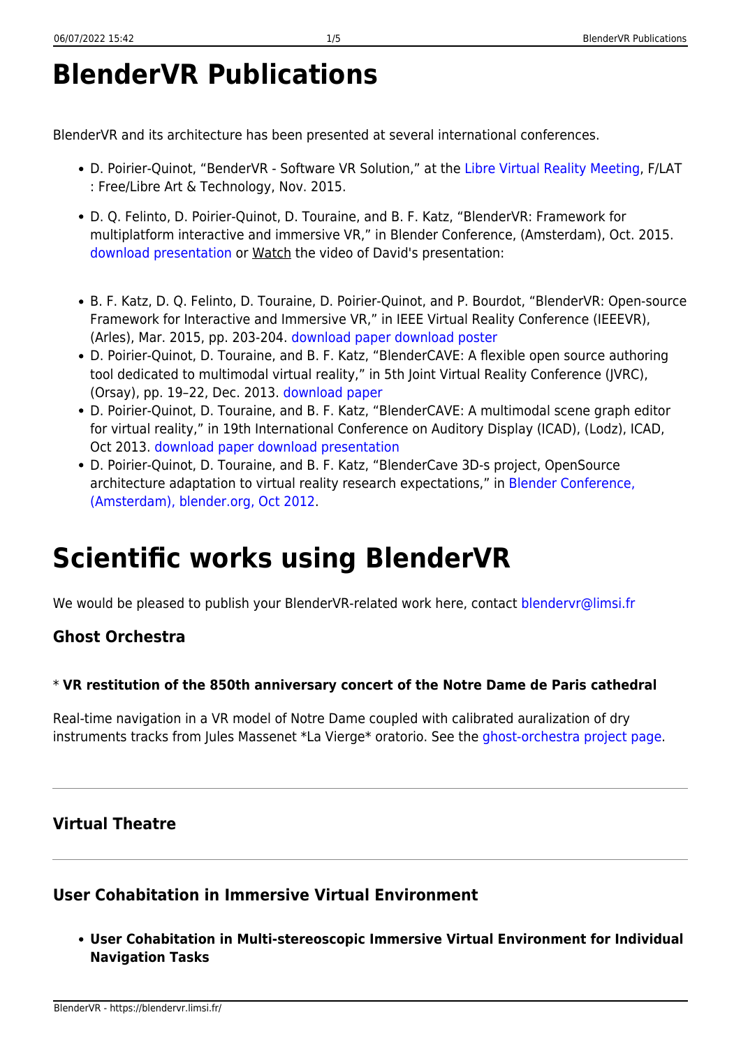# BlenderVR Publications

BlenderVR and its architecture has been presented at several international conferences.

- D. Poirier-Quinot, "BenderVR - Software VR Solution," at the Libre Virtual Reality Meeting, F/LAT : Free/Libre Art & Technology, Nov. 2015.
- D. Q. Felinto, D. Poirier-Quinot, D. Touraine, and B. F. Katz, "BlenderVR: Framework for multiplatform interactive and immersive VR," in Blender Conference, (Amsterdam), Oct. 2015. download presentation or Watch the video of David's presentation:

- B. F. Katz, D. Q. Felinto, D. Touraine, D. Poirier-Quinot, and P. Bourdot, "BlenderVR: Open-source Framework for Interactive and Immersive VR," in IEEE Virtual Reality Conference (IEEEVR), (Arles), Mar. 2015, pp. 203-204. download paper download poster
- D. Poirier-Quinot, D. Touraine, and B. F. Katz, "BlenderCAVE: A flexible open source authoring tool dedicated to multimodal virtual reality," in 5th Joint Virtual Reality Conference (JVRC), (Orsay), pp. 19–22, Dec. 2013. download paper
- D. Poirier-Quinot, D. Touraine, and B. F. Katz, "BlenderCAVE: A multimodal scene graph editor for virtual reality," in 19th International Conference on Auditory Display (ICAD), (Lodz), ICAD, Oct 2013. download paper download presentation
- D. Poirier-Quinot, D. Touraine, and B. F. Katz, "BlenderCave 3D-s project, OpenSource architecture adaptation to virtual reality research expectations," in Blender Conference, (Amsterdam), blender.org, Oct 2012.

# Scientific works using BlenderVR

We would be pleased to publish your BlenderVR-related work here, contact blendervr@limsi.fr

### Ghost Orchestra

* **VR restitution of the 850th anniversary concert of the Notre Dame de Paris cathedral**

Real-time navigation in a VR model of Notre Dame coupled with calibrated auralization of dry instruments tracks from Jules Massenet *La Vierge* oratorio. See the ghost-orchestra project page.

---

### Virtual Theatre

---

### User Cohabitation in Immersive Virtual Environment

- **User Cohabitation in Multi-stereoscopic Immersive Virtual Environment for Individual Navigation Tasks**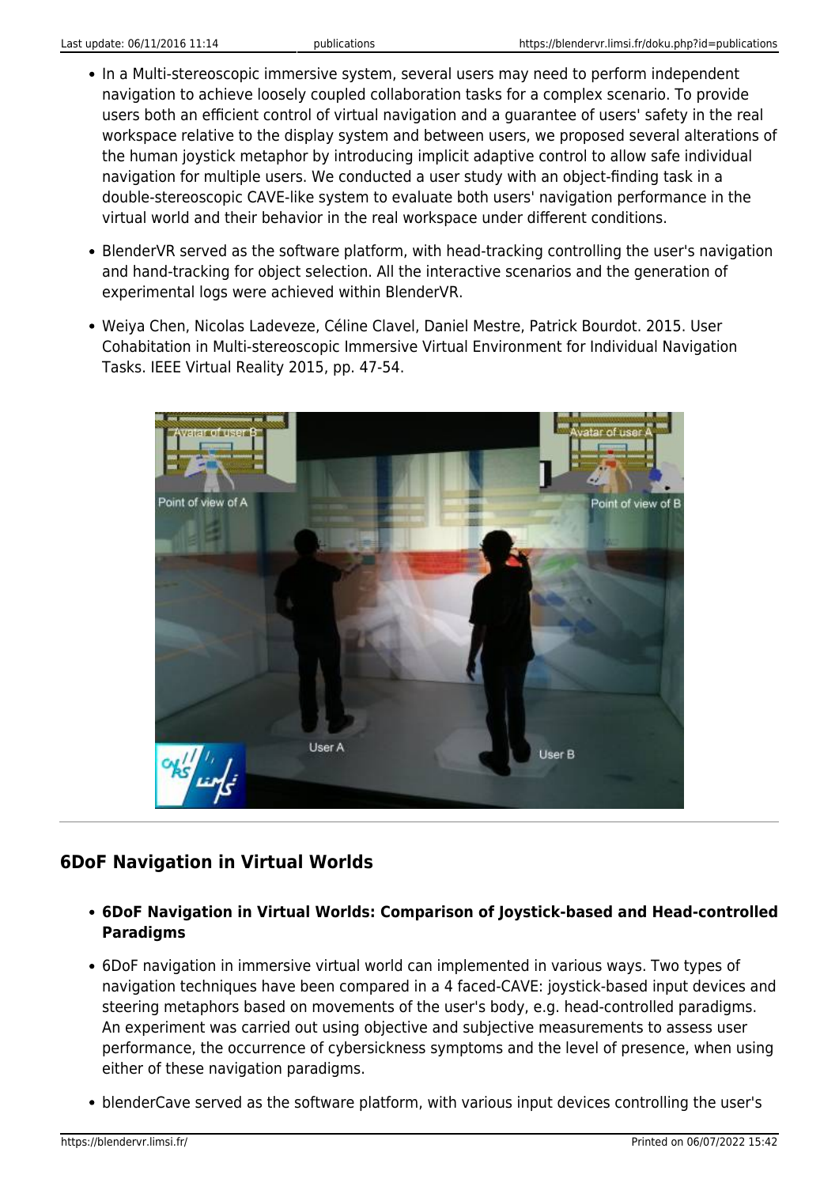- In a Multi-stereoscopic immersive system, several users may need to perform independent navigation to achieve loosely coupled collaboration tasks for a complex scenario. To provide users both an efficient control of virtual navigation and a guarantee of users' safety in the real workspace relative to the display system and between users, we proposed several alterations of the human joystick metaphor by introducing implicit adaptive control to allow safe individual navigation for multiple users. We conducted a user study with an object-finding task in a double-stereoscopic CAVE-like system to evaluate both users' navigation performance in the virtual world and their behavior in the real workspace under different conditions.

- BlenderVR served as the software platform, with head-tracking controlling the user's navigation and hand-tracking for object selection. All the interactive scenarios and the generation of experimental logs were achieved within BlenderVR.

- Weiya Chen, Nicolas Ladeveze, Céline Clavel, Daniel Mestre, Patrick Bourdot. 2015. User Cohabitation in Multi-stereoscopic Immersive Virtual Environment for Individual Navigation Tasks. IEEE Virtual Reality 2015, pp. 47-54.

---

## 6DoF Navigation in Virtual Worlds

- **6DoF Navigation in Virtual Worlds: Comparison of Joystick-based and Head-controlled Paradigms**

- 6DoF navigation in immersive virtual world can implemented in various ways. Two types of navigation techniques have been compared in a 4 faced-CAVE: joystick-based input devices and steering metaphors based on movements of the user's body, e.g. head-controlled paradigms. An experiment was carried out using objective and subjective measurements to assess user performance, the occurrence of cybersickness symptoms and the level of presence, when using either of these navigation paradigms.

- blenderCave served as the software platform, with various input devices controlling the user's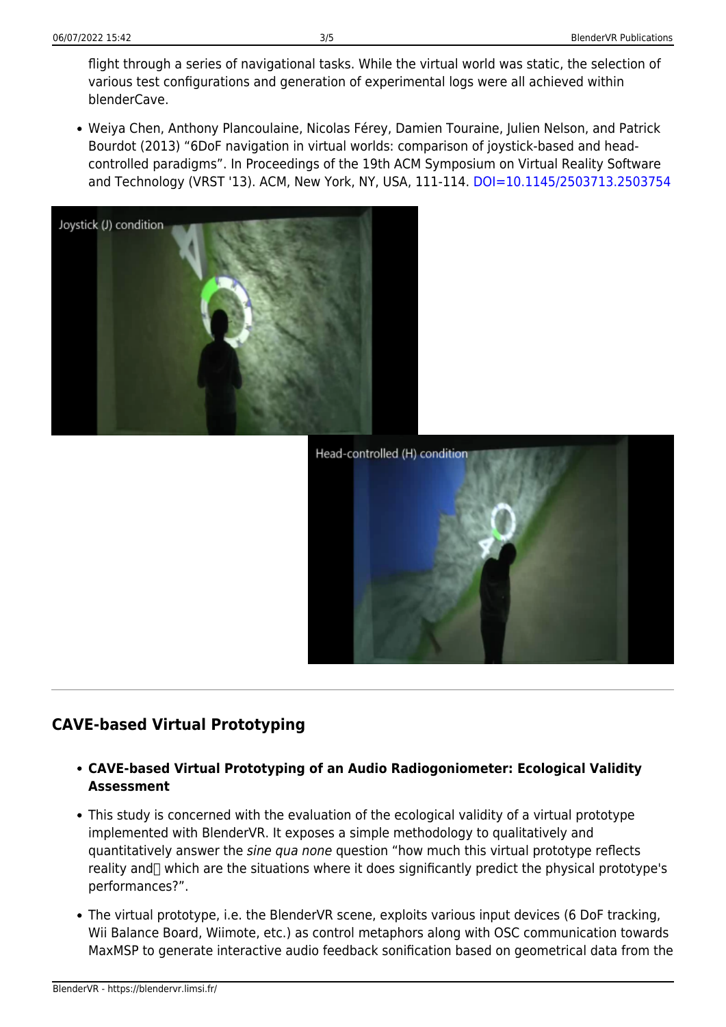flight through a series of navigational tasks. While the virtual world was static, the selection of various test configurations and generation of experimental logs were all achieved within blenderCave.

- Weiya Chen, Anthony Plancoulaine, Nicolas Férey, Damien Touraine, Julien Nelson, and Patrick Bourdot (2013) “6DoF navigation in virtual worlds: comparison of joystick-based and head-controlled paradigms”. In Proceedings of the 19th ACM Symposium on Virtual Reality Software and Technology (VRST '13). ACM, New York, NY, USA, 111-114. DOI=10.1145/2503713.2503754

---

## CAVE-based Virtual Prototyping

- **CAVE-based Virtual Prototyping of an Audio Radiogoniometer: Ecological Validity Assessment**
- This study is concerned with the evaluation of the ecological validity of a virtual prototype implemented with BlenderVR. It exposes a simple methodology to qualitatively and quantitatively answer the *sine qua none* question “how much this virtual prototype reflects reality and which are the situations where it does significantly predict the physical prototype's performances?”.
- The virtual prototype, i.e. the BlenderVR scene, exploits various input devices (6 DoF tracking, Wii Balance Board, Wiimote, etc.) as control metaphors along with OSC communication towards MaxMSP to generate interactive audio feedback sonification based on geometrical data from the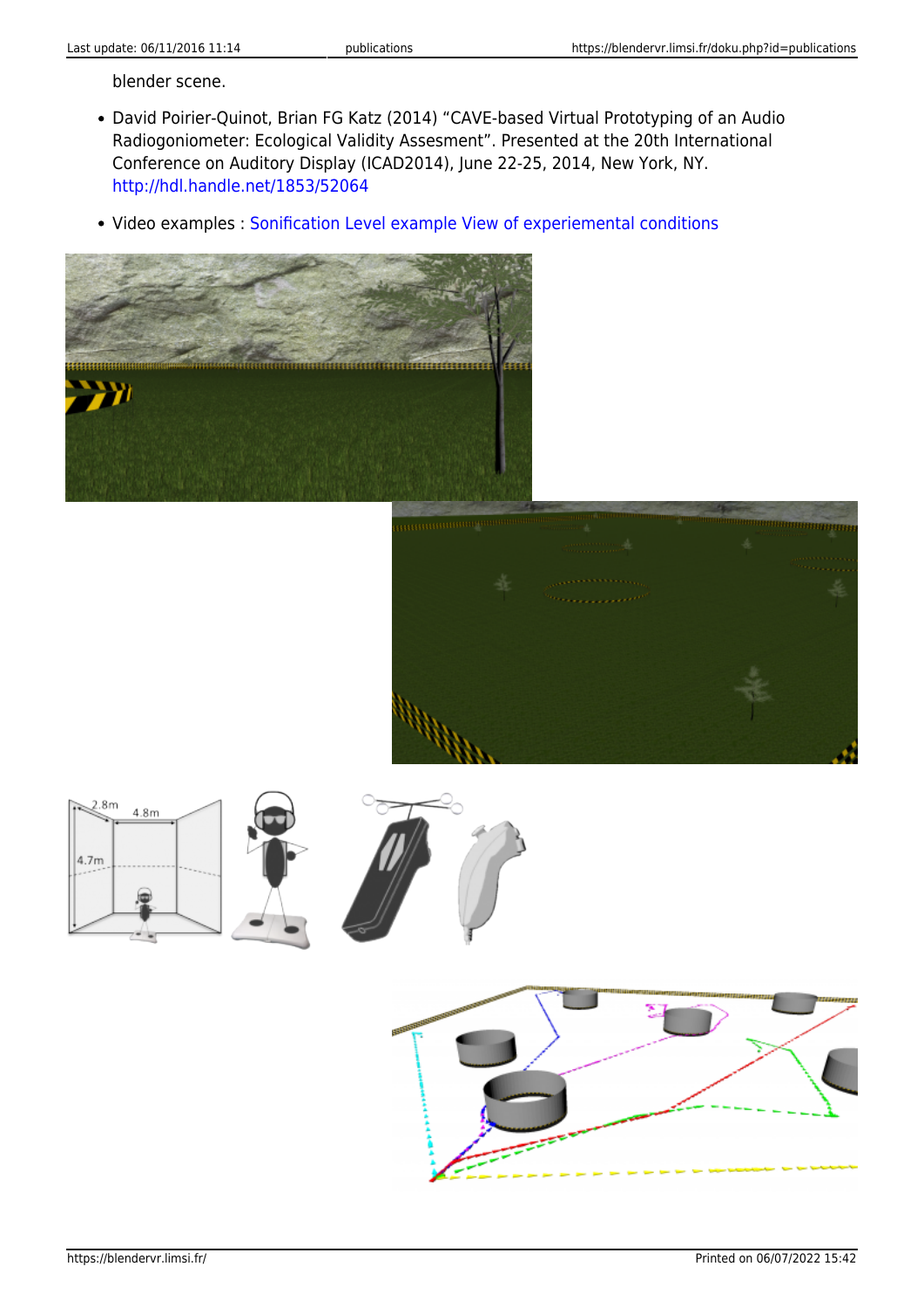blender scene.

- David Poirier-Quinot, Brian FG Katz (2014) “CAVE-based Virtual Prototyping of an Audio Radiogoniometer: Ecological Validity Assesment”. Presented at the 20th International Conference on Auditory Display (ICAD2014), June 22-25, 2014, New York, NY. http://hdl.handle.net/1853/52064
- Video examples : Sonification Level example View of experiemental conditions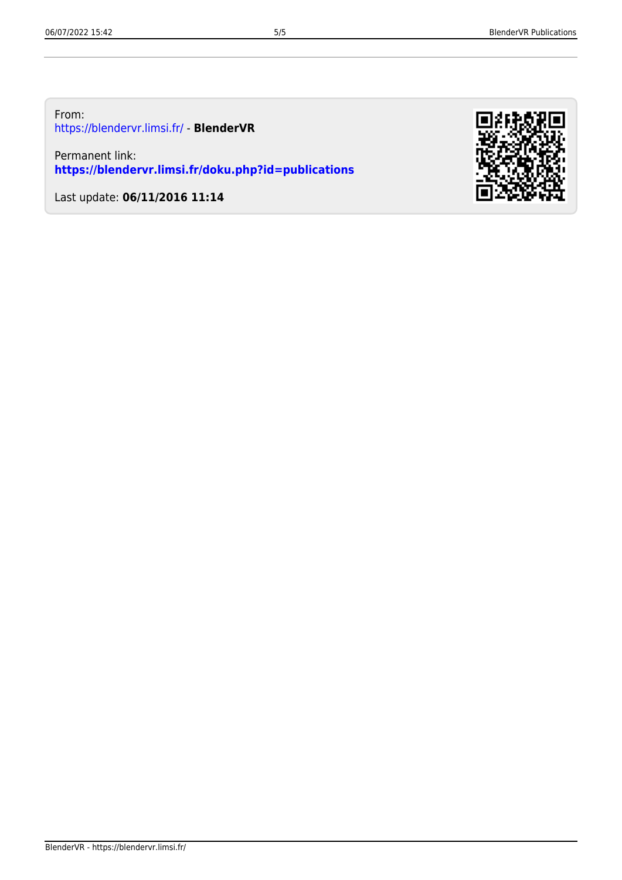From:
https://blendervr.limsi.fr/ - **BlenderVR**

Permanent link:
**https://blendervr.limsi.fr/doku.php?id=publications**

Last update: **06/11/2016 11:14**